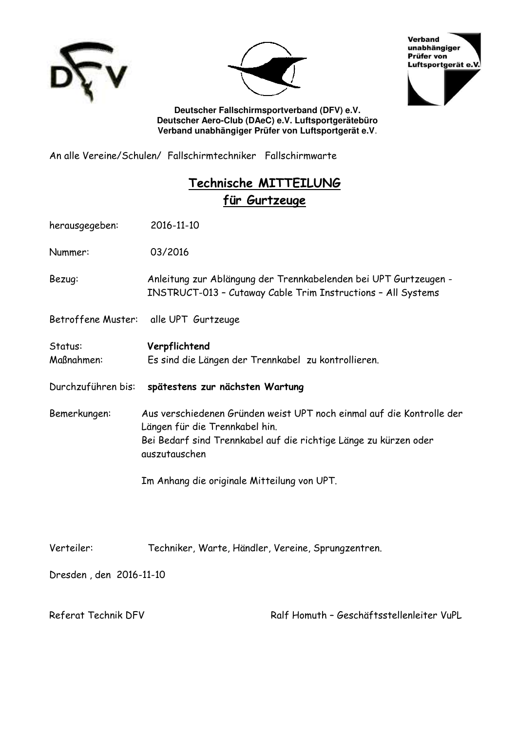**Deutscher Fallschirmsportverband (DFV) e.V.**
**Deutscher Aero-Club (DAeC) e.V. Luftsportgerätebüro**
**Verband unabhängiger Prüfer von Luftsportgerät e.V.**

An alle Vereine/Schulen/ Fallschirmtechniker Fallschirmwarte

# Technische MITTEILUNG für Gurtzeuge

herausgegeben: 2016-11-10

Nummer: 03/2016

Bezug: Anleitung zur Ablängung der Trennkabelenden bei UPT Gurtzeugen - INSTRUCT-013 – Cutaway Cable Trim Instructions – All Systems

Betroffene Muster: alle UPT Gurtzeuge

Status: **Verpflichtend**

Maßnahmen: Es sind die Längen der Trennkabel zu kontrollieren.

Durchzuführen bis: **spätestens zur nächsten Wartung**

Bemerkungen: Aus verschiedenen Gründen weist UPT noch einmal auf die Kontrolle der Längen für die Trennkabel hin.
Bei Bedarf sind Trennkabel auf die richtige Länge zu kürzen oder auszutauschen

Im Anhang die originale Mitteilung von UPT.

Verteiler: Techniker, Warte, Händler, Vereine, Sprungzentren.

Dresden , den 2016-11-10

Referat Technik DFV

Ralf Homuth – Geschäftsstellenleiter VuPL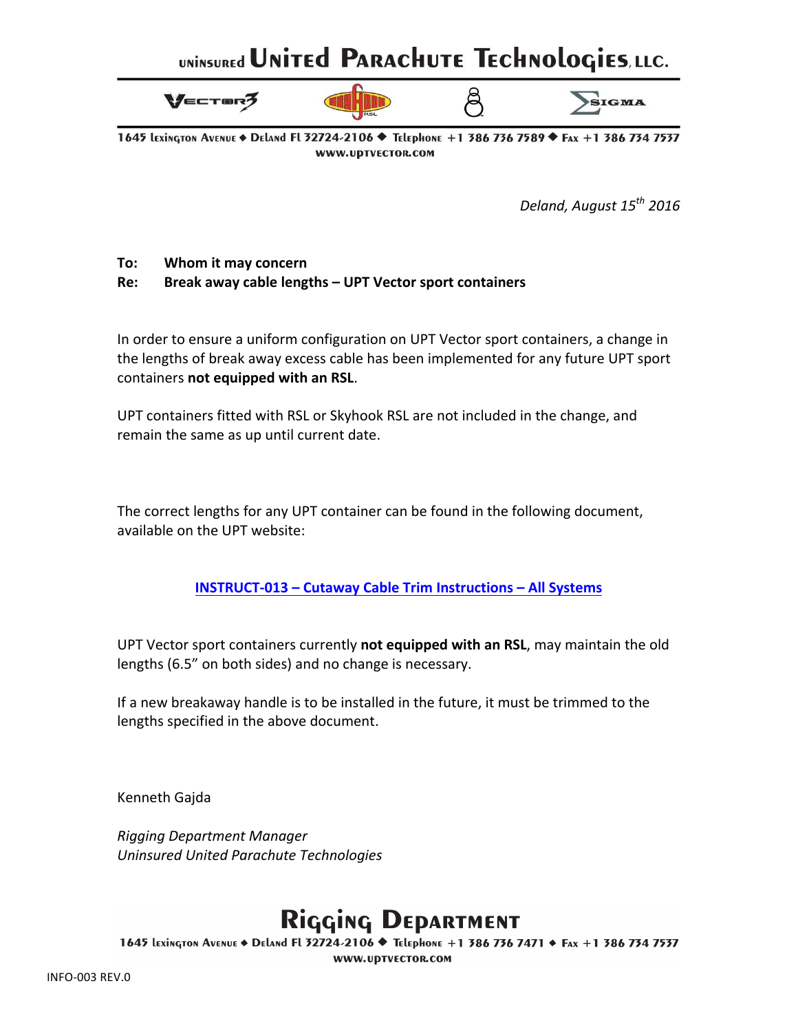# UNINSURED UNITED PARACHUTE TECHNOLOGIES, LLC.

1645 Lexington Avenue ◆ DeLand Fl 32724-2106 ◆ Telephone +1 386 736 7589 ◆ Fax +1 386 734 7537
www.uptvector.com

*Deland, August 15th 2016*

**To: Whom it may concern**
**Re: Break away cable lengths – UPT Vector sport containers**

In order to ensure a uniform configuration on UPT Vector sport containers, a change in the lengths of break away excess cable has been implemented for any future UPT sport containers **not equipped with an RSL**.

UPT containers fitted with RSL or Skyhook RSL are not included in the change, and remain the same as up until current date.

The correct lengths for any UPT container can be found in the following document, available on the UPT website:

**INSTRUCT-013 – Cutaway Cable Trim Instructions – All Systems**

UPT Vector sport containers currently **not equipped with an RSL**, may maintain the old lengths (6.5" on both sides) and no change is necessary.

If a new breakaway handle is to be installed in the future, it must be trimmed to the lengths specified in the above document.

Kenneth Gajda

*Rigging Department Manager*
*Uninsured United Parachute Technologies*

## Rigging Department

1645 Lexington Avenue ◆ DeLand Fl 32724-2106 ◆ Telephone +1 386 736 7471 ◆ Fax +1 386 734 7537
www.uptvector.com

INFO-003 REV.0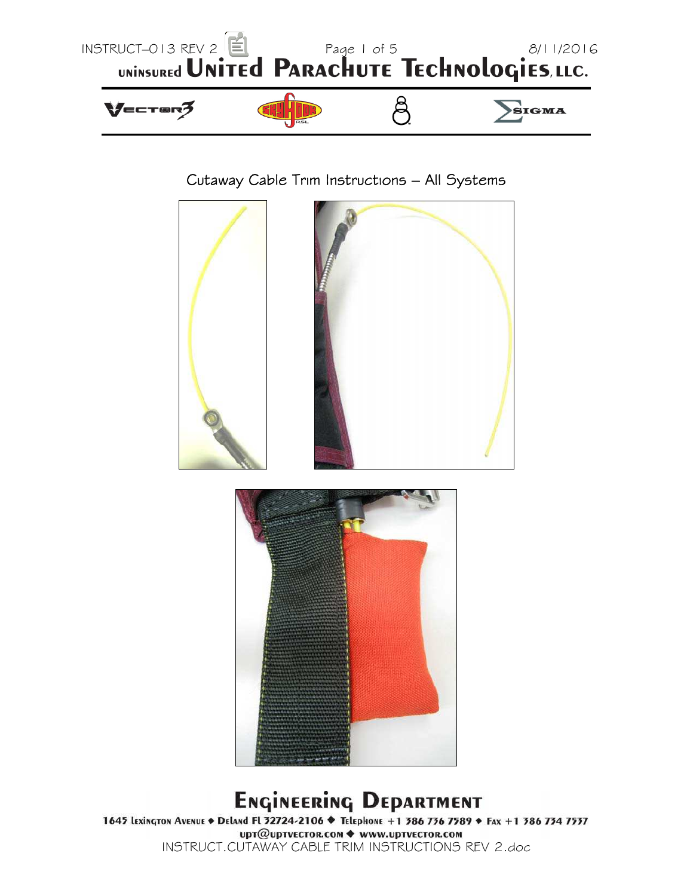Cutaway Cable Trim Instructions – All Systems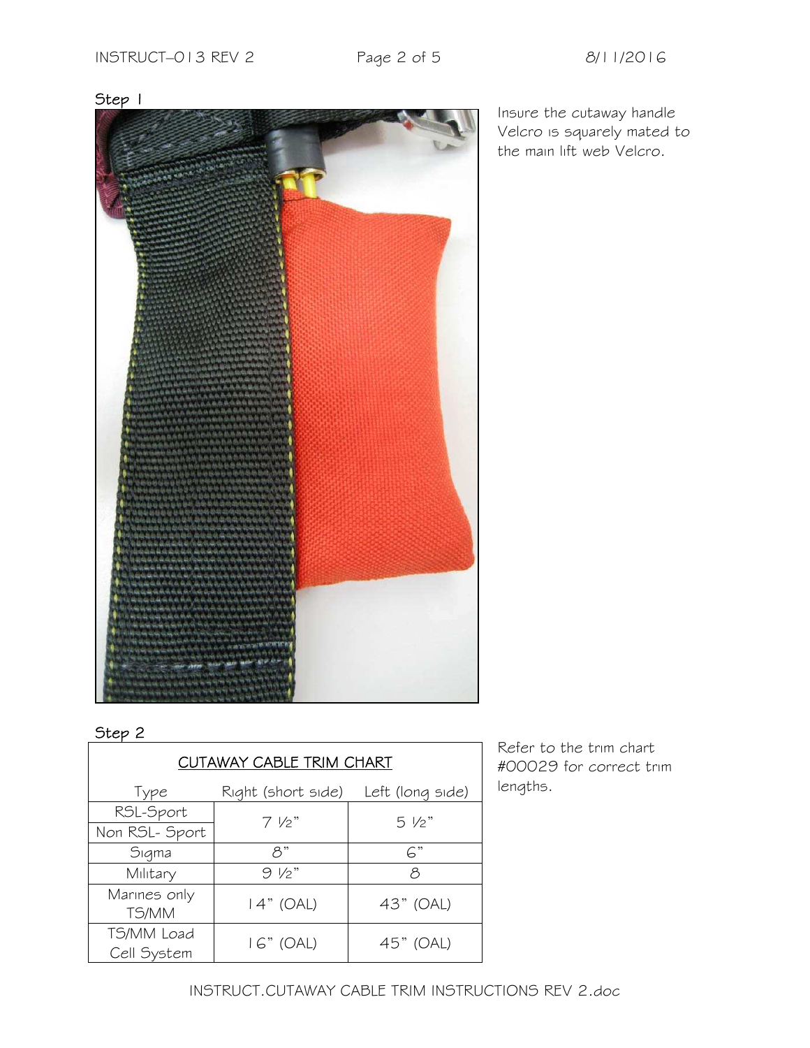**Step 1**

Insure the cutaway handle Velcro is squarely mated to the main lift web Velcro.

**Step 2**

Refer to the trim chart #00029 for correct trim lengths.

| CUTAWAY CABLE TRIM CHART | | |
|---|---|---|
| Type | Right (short side) | Left (long side) |
| RSL-Sport | 7 ½" | 5 ½" |
| Non RSL- Sport | 7 ½" | 5 ½" |
| Sigma | 8" | 6" |
| Military | 9 ½" | 8 |
| Marines only TS/MM | 14" (OAL) | 43" (OAL) |
| TS/MM Load Cell System | 16" (OAL) | 45" (OAL) |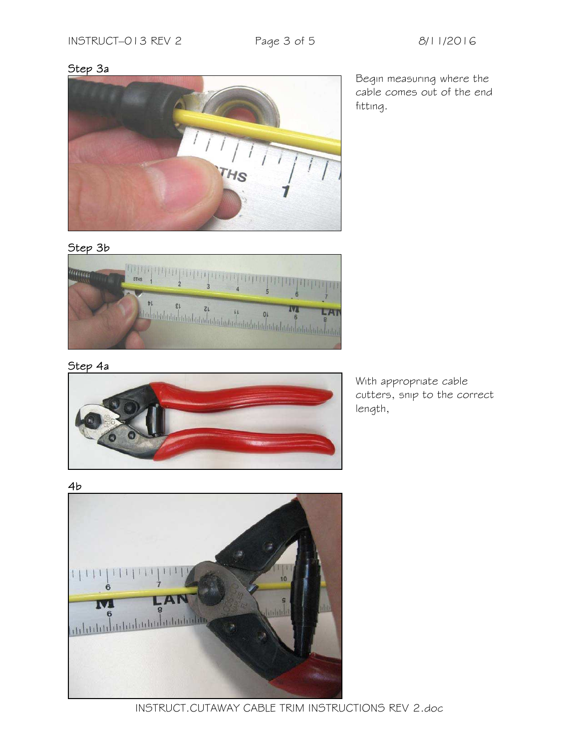### Step 3a

Begin measuring where the cable comes out of the end fitting.

### Step 3b

### Step 4a

With appropriate cable cutters, snip to the correct length,

### 4b

INSTRUCT.CUTAWAY CABLE TRIM INSTRUCTIONS REV 2.doc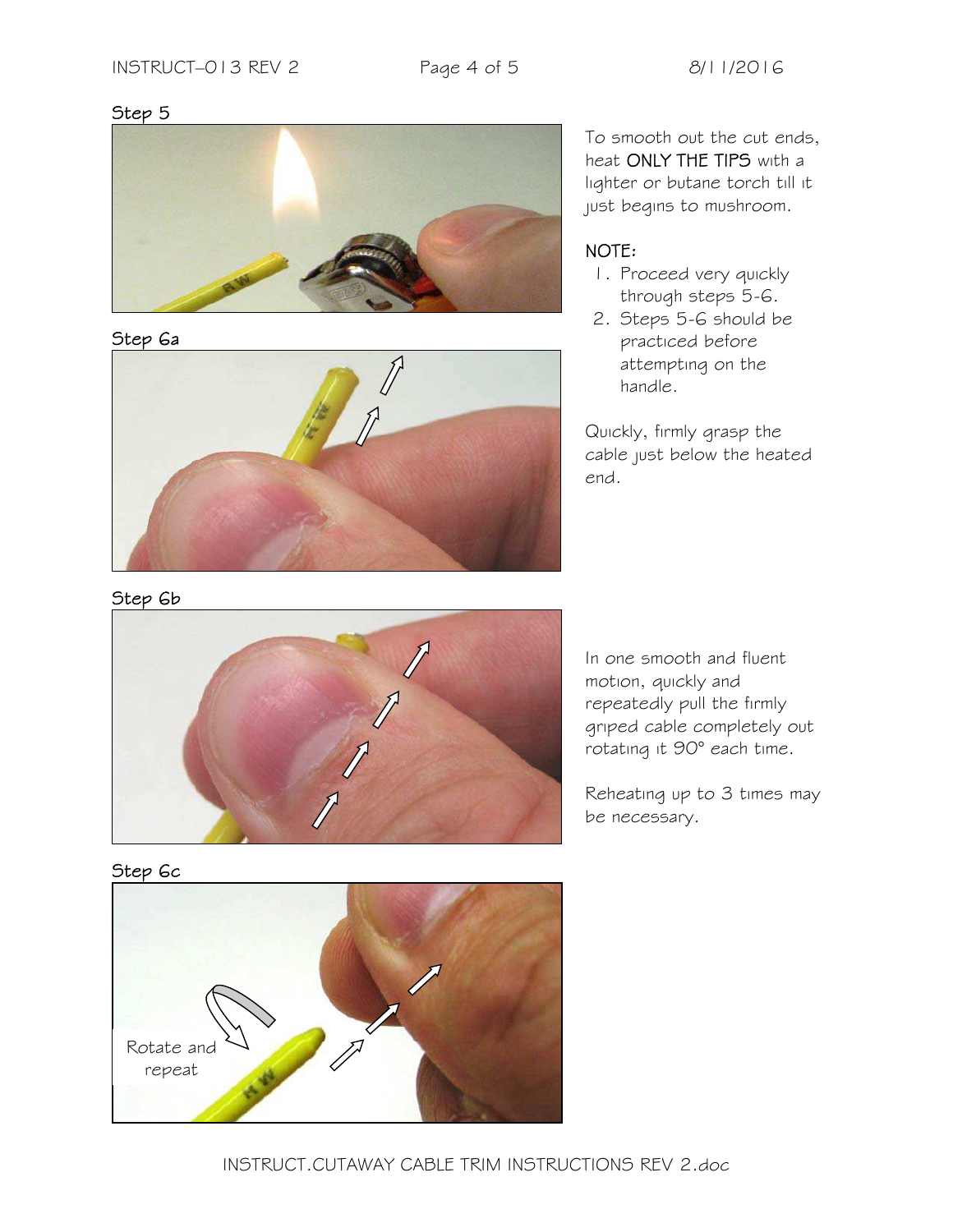## Step 5

To smooth out the cut ends, heat **ONLY THE TIPS** with a lighter or butane torch till it just begins to mushroom.

NOTE:

1. Proceed very quickly through steps 5-6.
2. Steps 5-6 should be practiced before attempting on the handle.

## Step 6a

Quickly, firmly grasp the cable just below the heated end.

## Step 6b

In one smooth and fluent motion, quickly and repeatedly pull the firmly griped cable completely out rotating it 90° each time.

Reheating up to 3 times may be necessary.

## Step 6c

Rotate and repeat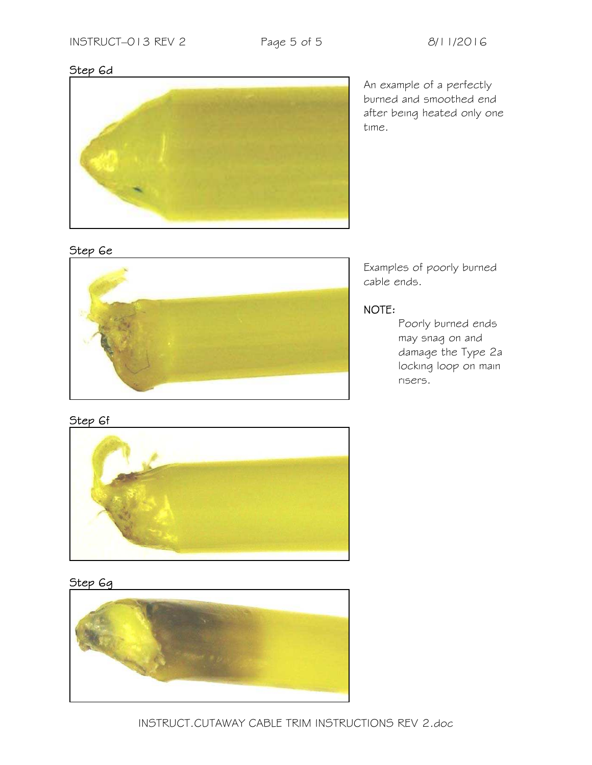### Step 6d

An example of a perfectly burned and smoothed end after being heated only one time.

### Step 6e

Examples of poorly burned cable ends.

NOTE:

Poorly burned ends may snag on and damage the Type 2a locking loop on main risers.

### Step 6f

### Step 6g